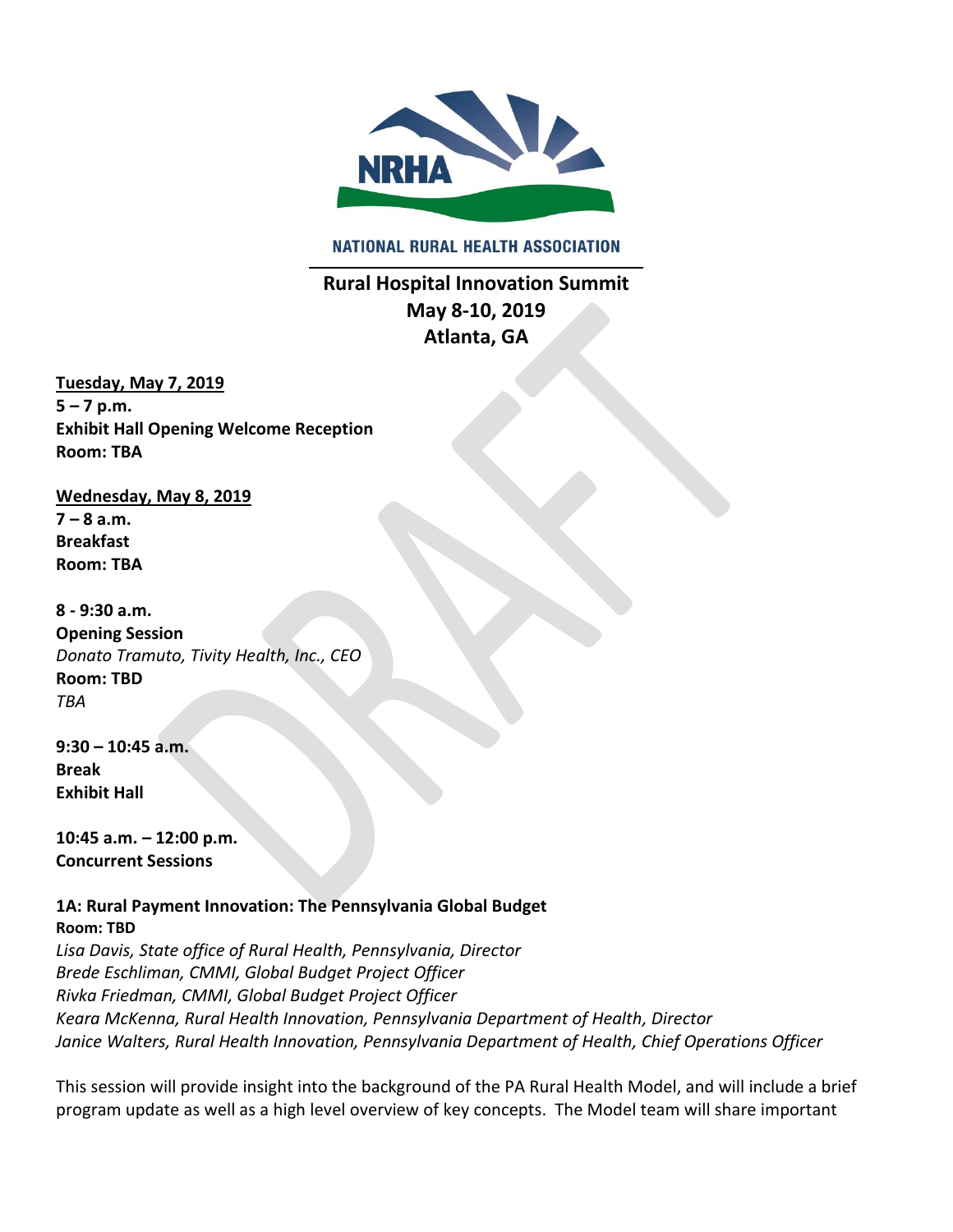NATIONAL RURAL HEALTH ASSOCIATION

# Rural Hospital Innovation Summit
## May 8-10, 2019
## Atlanta, GA

**Tuesday, May 7, 2019**
**5 – 7 p.m.**
**Exhibit Hall Opening Welcome Reception**
**Room: TBA**

**Wednesday, May 8, 2019**
**7 – 8 a.m.**
**Breakfast**
**Room: TBA**

**8 - 9:30 a.m.**
**Opening Session**
*Donato Tramuto, Tivity Health, Inc., CEO*
**Room: TBD**
*TBA*

**9:30 – 10:45 a.m.**
**Break**
**Exhibit Hall**

**10:45 a.m. – 12:00 p.m.**
**Concurrent Sessions**

**1A: Rural Payment Innovation: The Pennsylvania Global Budget**
**Room: TBD**
*Lisa Davis, State office of Rural Health, Pennsylvania, Director*
*Brede Eschliman, CMMI, Global Budget Project Officer*
*Rivka Friedman, CMMI, Global Budget Project Officer*
*Keara McKenna, Rural Health Innovation, Pennsylvania Department of Health, Director*
*Janice Walters, Rural Health Innovation, Pennsylvania Department of Health, Chief Operations Officer*

This session will provide insight into the background of the PA Rural Health Model, and will include a brief program update as well as a high level overview of key concepts. The Model team will share important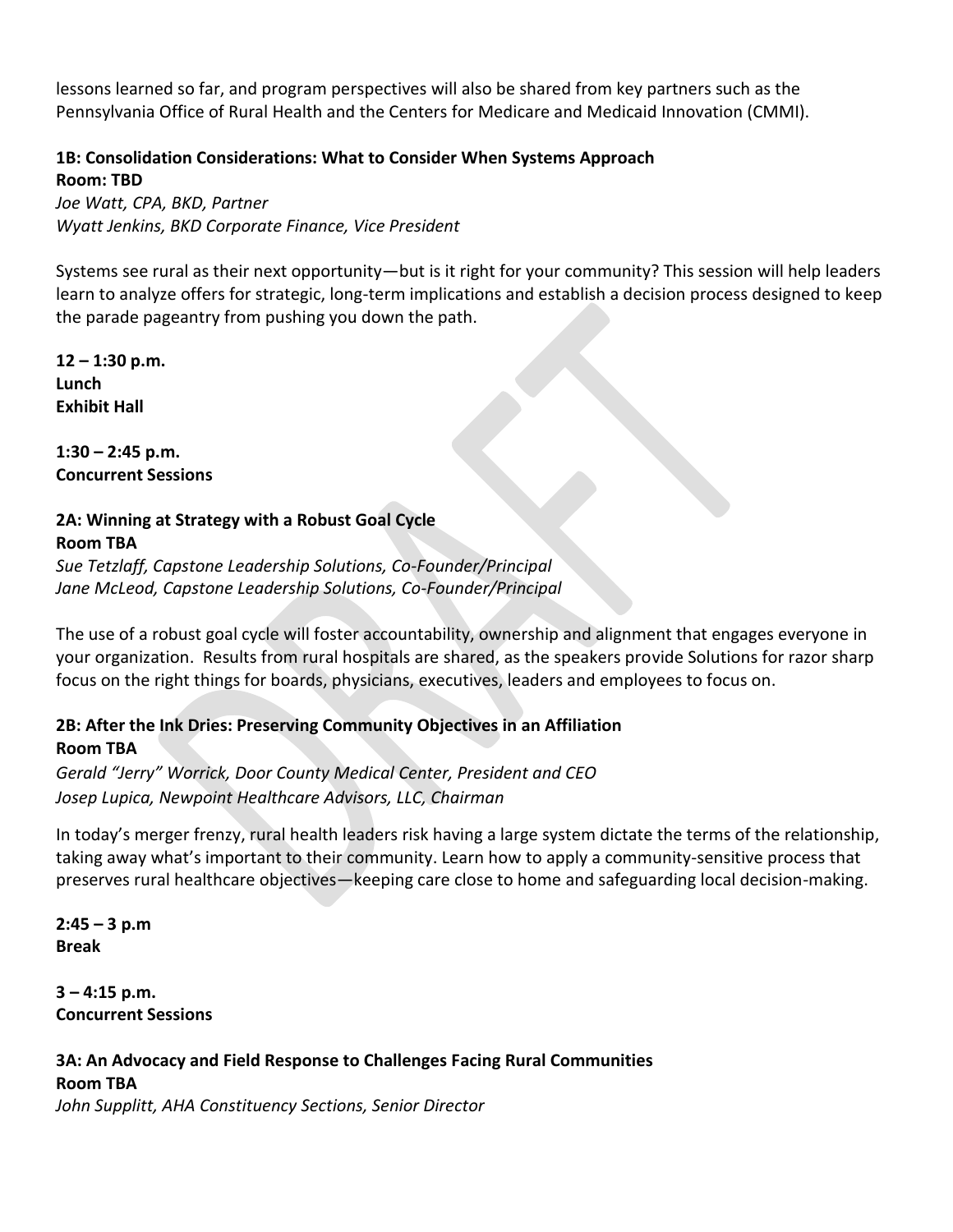lessons learned so far, and program perspectives will also be shared from key partners such as the Pennsylvania Office of Rural Health and the Centers for Medicare and Medicaid Innovation (CMMI).

**1B: Consolidation Considerations: What to Consider When Systems Approach**
**Room: TBD**
*Joe Watt, CPA, BKD, Partner*
*Wyatt Jenkins, BKD Corporate Finance, Vice President*

Systems see rural as their next opportunity—but is it right for your community? This session will help leaders learn to analyze offers for strategic, long-term implications and establish a decision process designed to keep the parade pageantry from pushing you down the path.

**12 – 1:30 p.m.**
**Lunch**
**Exhibit Hall**

**1:30 – 2:45 p.m.**
**Concurrent Sessions**

**2A: Winning at Strategy with a Robust Goal Cycle**
**Room TBA**
*Sue Tetzlaff, Capstone Leadership Solutions, Co-Founder/Principal*
*Jane McLeod, Capstone Leadership Solutions, Co-Founder/Principal*

The use of a robust goal cycle will foster accountability, ownership and alignment that engages everyone in your organization. Results from rural hospitals are shared, as the speakers provide Solutions for razor sharp focus on the right things for boards, physicians, executives, leaders and employees to focus on.

**2B: After the Ink Dries: Preserving Community Objectives in an Affiliation**
**Room TBA**
*Gerald "Jerry" Worrick, Door County Medical Center, President and CEO*
*Josep Lupica, Newpoint Healthcare Advisors, LLC, Chairman*

In today's merger frenzy, rural health leaders risk having a large system dictate the terms of the relationship, taking away what's important to their community. Learn how to apply a community-sensitive process that preserves rural healthcare objectives—keeping care close to home and safeguarding local decision-making.

**2:45 – 3 p.m**
**Break**

**3 – 4:15 p.m.**
**Concurrent Sessions**

**3A: An Advocacy and Field Response to Challenges Facing Rural Communities**
**Room TBA**
*John Supplitt, AHA Constituency Sections, Senior Director*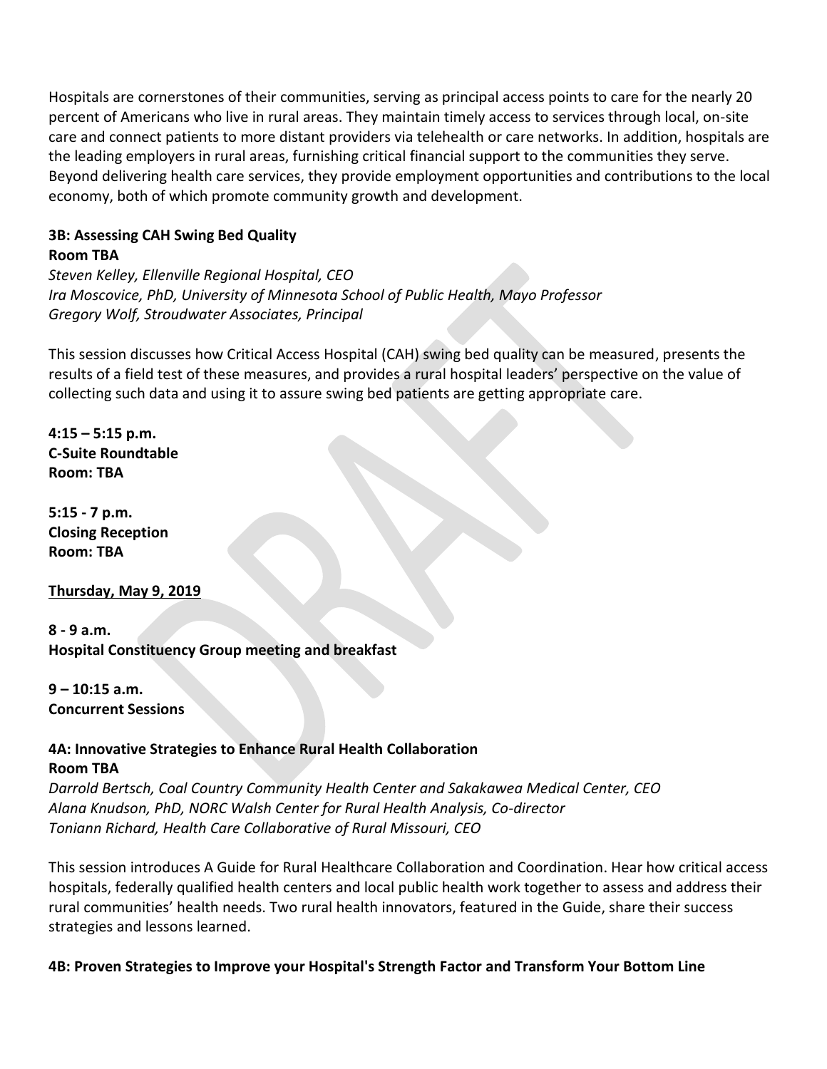Hospitals are cornerstones of their communities, serving as principal access points to care for the nearly 20 percent of Americans who live in rural areas. They maintain timely access to services through local, on-site care and connect patients to more distant providers via telehealth or care networks. In addition, hospitals are the leading employers in rural areas, furnishing critical financial support to the communities they serve. Beyond delivering health care services, they provide employment opportunities and contributions to the local economy, both of which promote community growth and development.

**3B: Assessing CAH Swing Bed Quality**
**Room TBA**
*Steven Kelley, Ellenville Regional Hospital, CEO*
*Ira Moscovice, PhD, University of Minnesota School of Public Health, Mayo Professor*
*Gregory Wolf, Stroudwater Associates, Principal*

This session discusses how Critical Access Hospital (CAH) swing bed quality can be measured, presents the results of a field test of these measures, and provides a rural hospital leaders' perspective on the value of collecting such data and using it to assure swing bed patients are getting appropriate care.

**4:15 – 5:15 p.m.**
**C-Suite Roundtable**
**Room: TBA**

**5:15 - 7 p.m.**
**Closing Reception**
**Room: TBA**

**Thursday, May 9, 2019**

**8 - 9 a.m.**
**Hospital Constituency Group meeting and breakfast**

**9 – 10:15 a.m.**
**Concurrent Sessions**

**4A: Innovative Strategies to Enhance Rural Health Collaboration**
**Room TBA**
*Darrold Bertsch, Coal Country Community Health Center and Sakakawea Medical Center, CEO*
*Alana Knudson, PhD, NORC Walsh Center for Rural Health Analysis, Co-director*
*Toniann Richard, Health Care Collaborative of Rural Missouri, CEO*

This session introduces A Guide for Rural Healthcare Collaboration and Coordination. Hear how critical access hospitals, federally qualified health centers and local public health work together to assess and address their rural communities' health needs. Two rural health innovators, featured in the Guide, share their success strategies and lessons learned.

**4B: Proven Strategies to Improve your Hospital's Strength Factor and Transform Your Bottom Line**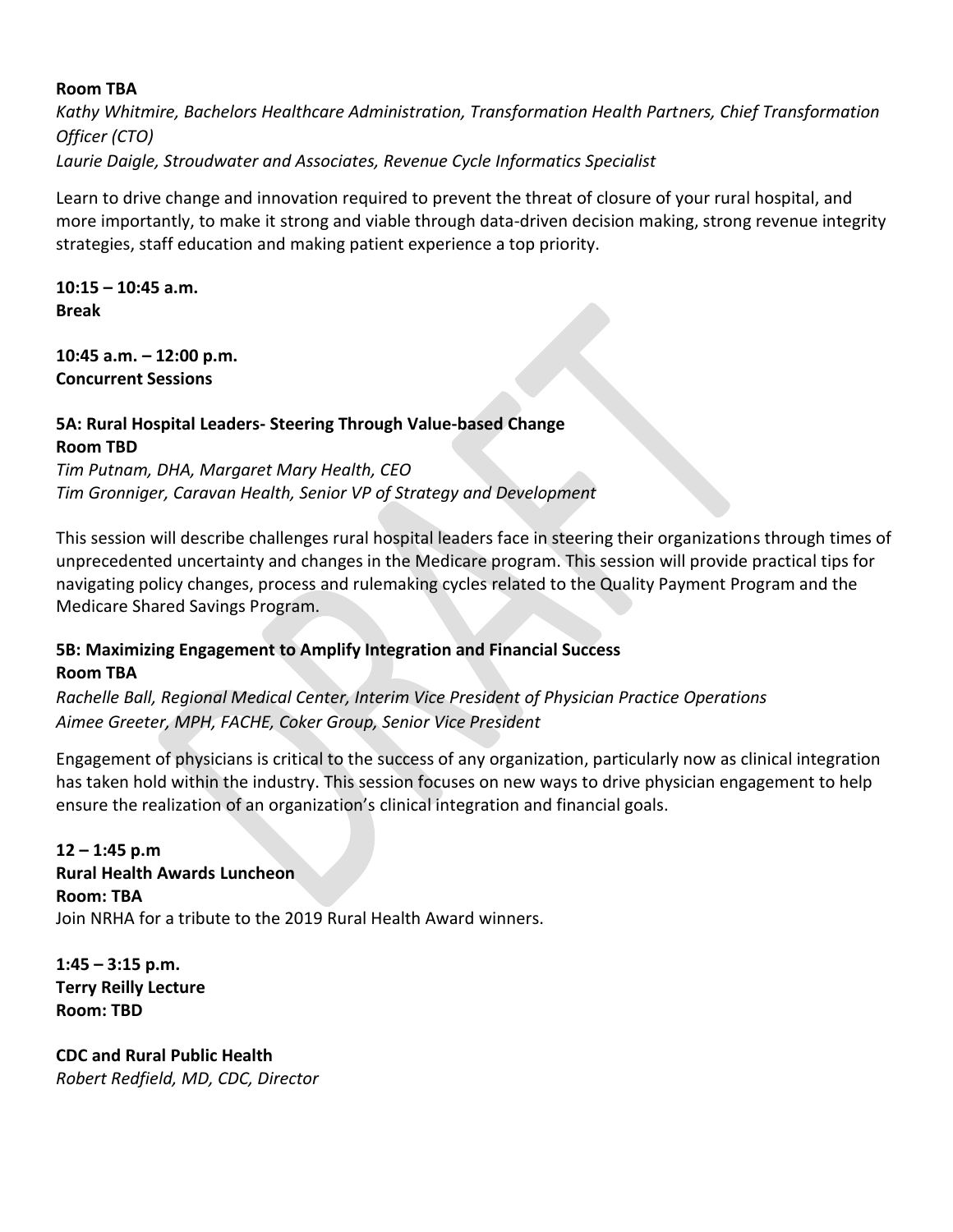**Room TBA**
*Kathy Whitmire, Bachelors Healthcare Administration, Transformation Health Partners, Chief Transformation Officer (CTO)*
*Laurie Daigle, Stroudwater and Associates, Revenue Cycle Informatics Specialist*

Learn to drive change and innovation required to prevent the threat of closure of your rural hospital, and more importantly, to make it strong and viable through data-driven decision making, strong revenue integrity strategies, staff education and making patient experience a top priority.

**10:15 – 10:45 a.m.**
**Break**

**10:45 a.m. – 12:00 p.m.**
**Concurrent Sessions**

**5A: Rural Hospital Leaders- Steering Through Value-based Change**
**Room TBD**
*Tim Putnam, DHA, Margaret Mary Health, CEO*
*Tim Gronniger, Caravan Health, Senior VP of Strategy and Development*

This session will describe challenges rural hospital leaders face in steering their organizations through times of unprecedented uncertainty and changes in the Medicare program. This session will provide practical tips for navigating policy changes, process and rulemaking cycles related to the Quality Payment Program and the Medicare Shared Savings Program.

**5B: Maximizing Engagement to Amplify Integration and Financial Success**
**Room TBA**
*Rachelle Ball, Regional Medical Center, Interim Vice President of Physician Practice Operations*
*Aimee Greeter, MPH, FACHE, Coker Group, Senior Vice President*

Engagement of physicians is critical to the success of any organization, particularly now as clinical integration has taken hold within the industry. This session focuses on new ways to drive physician engagement to help ensure the realization of an organization's clinical integration and financial goals.

**12 – 1:45 p.m**
**Rural Health Awards Luncheon**
**Room: TBA**
Join NRHA for a tribute to the 2019 Rural Health Award winners.

**1:45 – 3:15 p.m.**
**Terry Reilly Lecture**
**Room: TBD**

**CDC and Rural Public Health**
*Robert Redfield, MD, CDC, Director*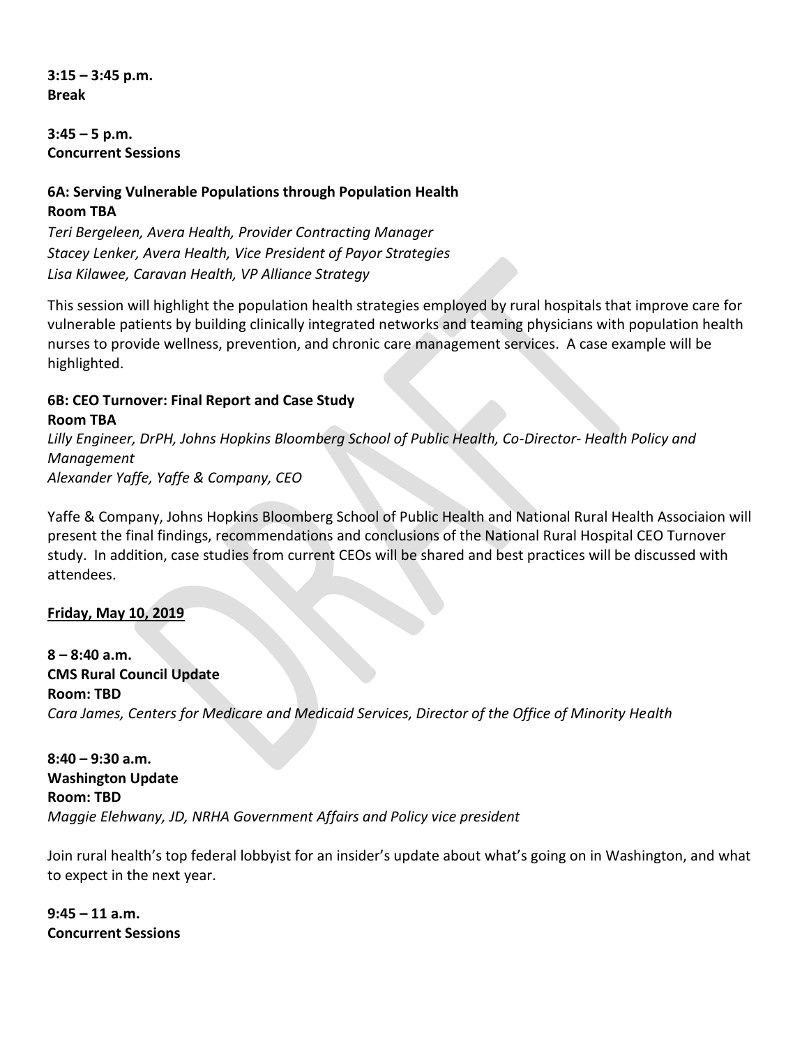**3:15 – 3:45 p.m.**
**Break**

**3:45 – 5 p.m.**
**Concurrent Sessions**

**6A: Serving Vulnerable Populations through Population Health**
**Room TBA**
*Teri Bergeleen, Avera Health, Provider Contracting Manager*
*Stacey Lenker, Avera Health, Vice President of Payor Strategies*
*Lisa Kilawee, Caravan Health, VP Alliance Strategy*

This session will highlight the population health strategies employed by rural hospitals that improve care for vulnerable patients by building clinically integrated networks and teaming physicians with population health nurses to provide wellness, prevention, and chronic care management services. A case example will be highlighted.

**6B: CEO Turnover: Final Report and Case Study**
**Room TBA**
*Lilly Engineer, DrPH, Johns Hopkins Bloomberg School of Public Health, Co-Director- Health Policy and Management*
*Alexander Yaffe, Yaffe & Company, CEO*

Yaffe & Company, Johns Hopkins Bloomberg School of Public Health and National Rural Health Associaion will present the final findings, recommendations and conclusions of the National Rural Hospital CEO Turnover study. In addition, case studies from current CEOs will be shared and best practices will be discussed with attendees.

**Friday, May 10, 2019**

**8 – 8:40 a.m.**
**CMS Rural Council Update**
**Room: TBD**
*Cara James, Centers for Medicare and Medicaid Services, Director of the Office of Minority Health*

**8:40 – 9:30 a.m.**
**Washington Update**
**Room: TBD**
*Maggie Elehwany, JD, NRHA Government Affairs and Policy vice president*

Join rural health's top federal lobbyist for an insider's update about what's going on in Washington, and what to expect in the next year.

**9:45 – 11 a.m.**
**Concurrent Sessions**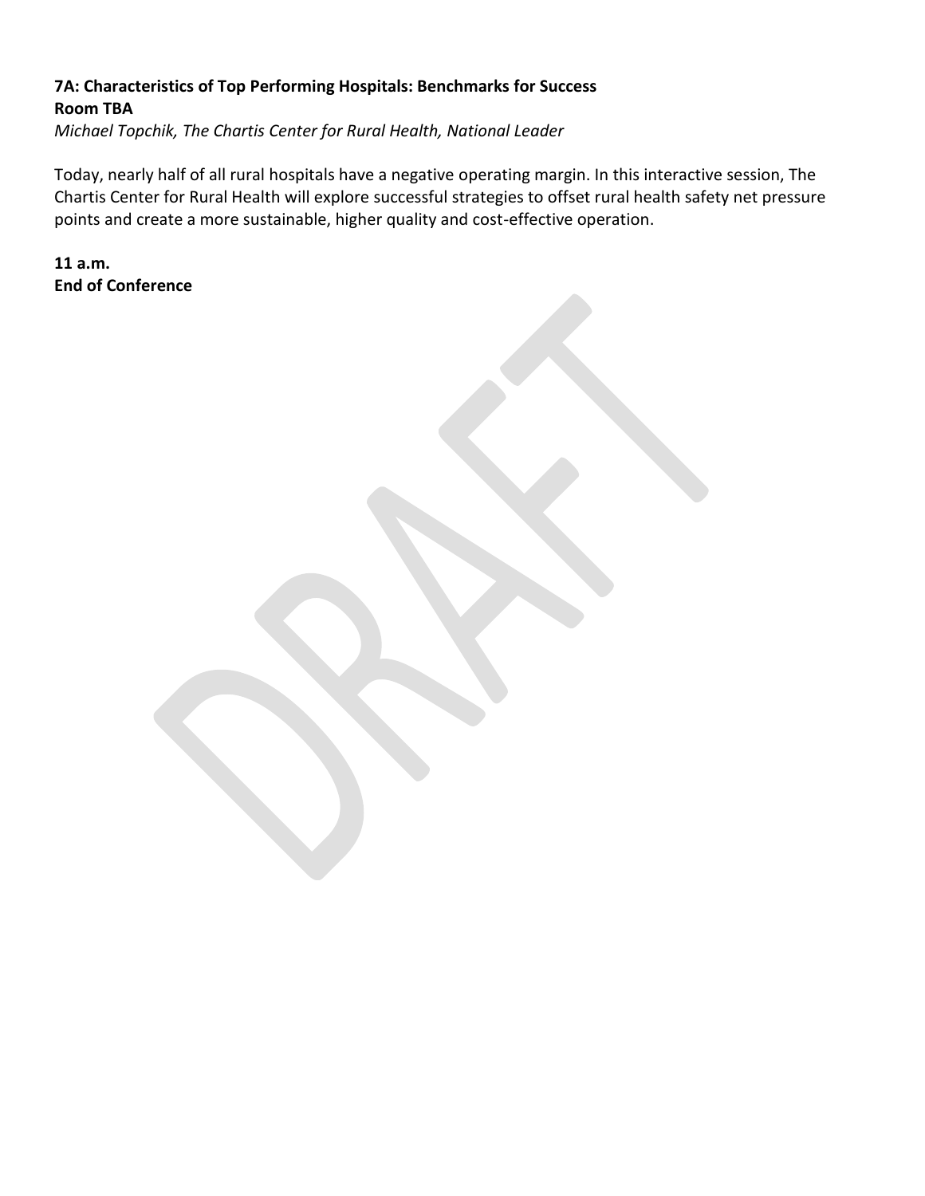**7A: Characteristics of Top Performing Hospitals: Benchmarks for Success**
**Room TBA**
*Michael Topchik, The Chartis Center for Rural Health, National Leader*

Today, nearly half of all rural hospitals have a negative operating margin. In this interactive session, The Chartis Center for Rural Health will explore successful strategies to offset rural health safety net pressure points and create a more sustainable, higher quality and cost-effective operation.

**11 a.m.**
**End of Conference**